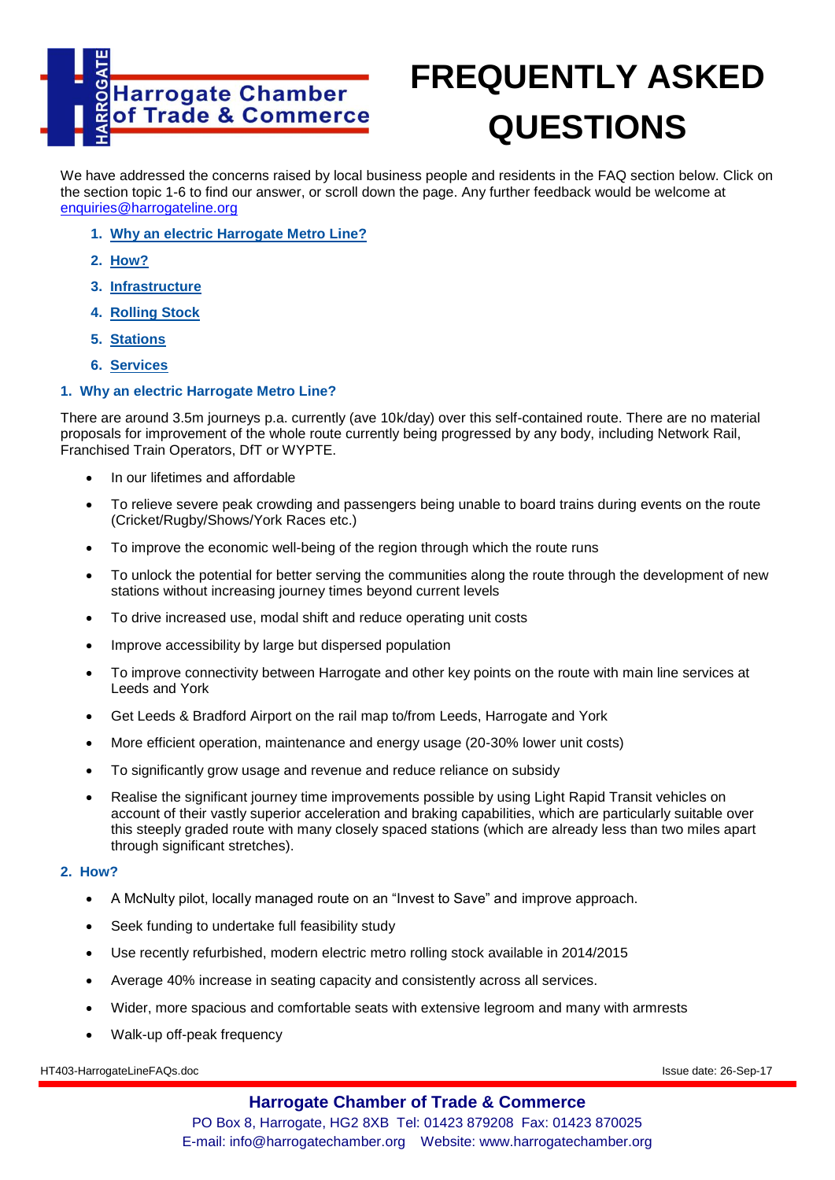# FREQUENTLY ASKED QUESTIONS

Harrogate Chamber of Trade & Commerce

We have addressed the concerns raised by local business people and residents in the FAQ section below. Click on the section topic 1-6 to find our answer, or scroll down the page. Any further feedback would be welcome at enquiries@harrogateline.org

1. **Why an electric Harrogate Metro Line?**
2. **How?**
3. **Infrastructure**
4. **Rolling Stock**
5. **Stations**
6. **Services**

## 1. Why an electric Harrogate Metro Line?

There are around 3.5m journeys p.a. currently (ave 10k/day) over this self-contained route. There are no material proposals for improvement of the whole route currently being progressed by any body, including Network Rail, Franchised Train Operators, DfT or WYPTE.

- In our lifetimes and affordable
- To relieve severe peak crowding and passengers being unable to board trains during events on the route (Cricket/Rugby/Shows/York Races etc.)
- To improve the economic well-being of the region through which the route runs
- To unlock the potential for better serving the communities along the route through the development of new stations without increasing journey times beyond current levels
- To drive increased use, modal shift and reduce operating unit costs
- Improve accessibility by large but dispersed population
- To improve connectivity between Harrogate and other key points on the route with main line services at Leeds and York
- Get Leeds & Bradford Airport on the rail map to/from Leeds, Harrogate and York
- More efficient operation, maintenance and energy usage (20-30% lower unit costs)
- To significantly grow usage and revenue and reduce reliance on subsidy
- Realise the significant journey time improvements possible by using Light Rapid Transit vehicles on account of their vastly superior acceleration and braking capabilities, which are particularly suitable over this steeply graded route with many closely spaced stations (which are already less than two miles apart through significant stretches).

## 2. How?

- A McNulty pilot, locally managed route on an "Invest to Save" and improve approach.
- Seek funding to undertake full feasibility study
- Use recently refurbished, modern electric metro rolling stock available in 2014/2015
- Average 40% increase in seating capacity and consistently across all services.
- Wider, more spacious and comfortable seats with extensive legroom and many with armrests
- Walk-up off-peak frequency

HT403-HarrogateLineFAQs.doc Issue date: 26-Sep-17

**Harrogate Chamber of Trade & Commerce**
PO Box 8, Harrogate, HG2 8XB Tel: 01423 879208 Fax: 01423 870025
E-mail: info@harrogatechamber.org Website: www.harrogatechamber.org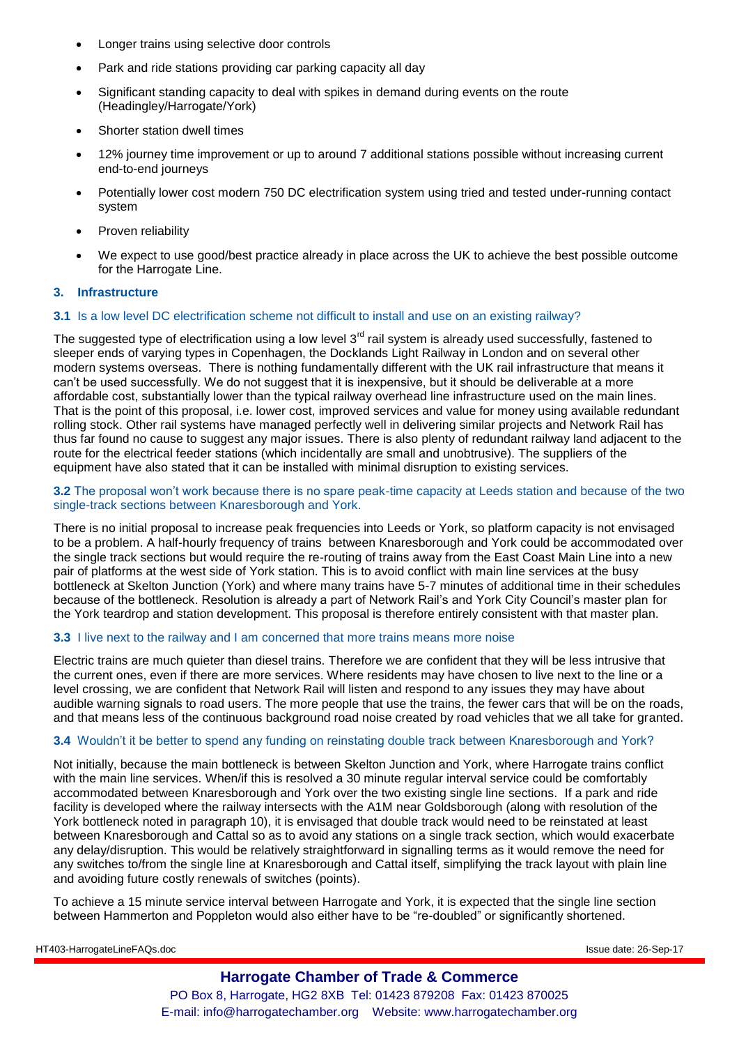- Longer trains using selective door controls
- Park and ride stations providing car parking capacity all day
- Significant standing capacity to deal with spikes in demand during events on the route (Headingley/Harrogate/York)
- Shorter station dwell times
- 12% journey time improvement or up to around 7 additional stations possible without increasing current end-to-end journeys
- Potentially lower cost modern 750 DC electrification system using tried and tested under-running contact system
- Proven reliability
- We expect to use good/best practice already in place across the UK to achieve the best possible outcome for the Harrogate Line.

## 3. Infrastructure

### 3.1 Is a low level DC electrification scheme not difficult to install and use on an existing railway?

The suggested type of electrification using a low level 3rd rail system is already used successfully, fastened to sleeper ends of varying types in Copenhagen, the Docklands Light Railway in London and on several other modern systems overseas. There is nothing fundamentally different with the UK rail infrastructure that means it can't be used successfully. We do not suggest that it is inexpensive, but it should be deliverable at a more affordable cost, substantially lower than the typical railway overhead line infrastructure used on the main lines. That is the point of this proposal, i.e. lower cost, improved services and value for money using available redundant rolling stock. Other rail systems have managed perfectly well in delivering similar projects and Network Rail has thus far found no cause to suggest any major issues. There is also plenty of redundant railway land adjacent to the route for the electrical feeder stations (which incidentally are small and unobtrusive). The suppliers of the equipment have also stated that it can be installed with minimal disruption to existing services.

### 3.2 The proposal won't work because there is no spare peak-time capacity at Leeds station and because of the two single-track sections between Knaresborough and York.

There is no initial proposal to increase peak frequencies into Leeds or York, so platform capacity is not envisaged to be a problem. A half-hourly frequency of trains between Knaresborough and York could be accommodated over the single track sections but would require the re-routing of trains away from the East Coast Main Line into a new pair of platforms at the west side of York station. This is to avoid conflict with main line services at the busy bottleneck at Skelton Junction (York) and where many trains have 5-7 minutes of additional time in their schedules because of the bottleneck. Resolution is already a part of Network Rail's and York City Council's master plan for the York teardrop and station development. This proposal is therefore entirely consistent with that master plan.

### 3.3 I live next to the railway and I am concerned that more trains means more noise

Electric trains are much quieter than diesel trains. Therefore we are confident that they will be less intrusive that the current ones, even if there are more services. Where residents may have chosen to live next to the line or a level crossing, we are confident that Network Rail will listen and respond to any issues they may have about audible warning signals to road users. The more people that use the trains, the fewer cars that will be on the roads, and that means less of the continuous background road noise created by road vehicles that we all take for granted.

### 3.4 Wouldn't it be better to spend any funding on reinstating double track between Knaresborough and York?

Not initially, because the main bottleneck is between Skelton Junction and York, where Harrogate trains conflict with the main line services. When/if this is resolved a 30 minute regular interval service could be comfortably accommodated between Knaresborough and York over the two existing single line sections. If a park and ride facility is developed where the railway intersects with the A1M near Goldsborough (along with resolution of the York bottleneck noted in paragraph 10), it is envisaged that double track would need to be reinstated at least between Knaresborough and Cattal so as to avoid any stations on a single track section, which would exacerbate any delay/disruption. This would be relatively straightforward in signalling terms as it would remove the need for any switches to/from the single line at Knaresborough and Cattal itself, simplifying the track layout with plain line and avoiding future costly renewals of switches (points).

To achieve a 15 minute service interval between Harrogate and York, it is expected that the single line section between Hammerton and Poppleton would also either have to be "re-doubled" or significantly shortened.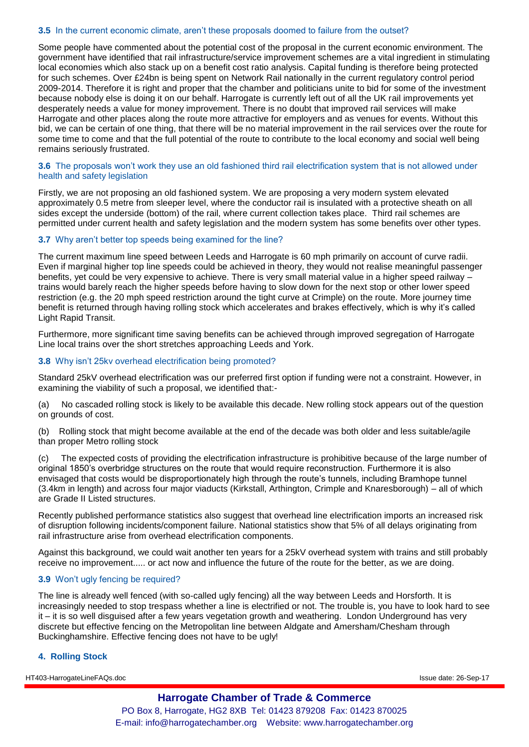### 3.5 In the current economic climate, aren't these proposals doomed to failure from the outset?

Some people have commented about the potential cost of the proposal in the current economic environment. The government have identified that rail infrastructure/service improvement schemes are a vital ingredient in stimulating local economies which also stack up on a benefit cost ratio analysis. Capital funding is therefore being protected for such schemes. Over £24bn is being spent on Network Rail nationally in the current regulatory control period 2009-2014. Therefore it is right and proper that the chamber and politicians unite to bid for some of the investment because nobody else is doing it on our behalf. Harrogate is currently left out of all the UK rail improvements yet desperately needs a value for money improvement. There is no doubt that improved rail services will make Harrogate and other places along the route more attractive for employers and as venues for events. Without this bid, we can be certain of one thing, that there will be no material improvement in the rail services over the route for some time to come and that the full potential of the route to contribute to the local economy and social well being remains seriously frustrated.

### 3.6 The proposals won't work they use an old fashioned third rail electrification system that is not allowed under health and safety legislation

Firstly, we are not proposing an old fashioned system. We are proposing a very modern system elevated approximately 0.5 metre from sleeper level, where the conductor rail is insulated with a protective sheath on all sides except the underside (bottom) of the rail, where current collection takes place. Third rail schemes are permitted under current health and safety legislation and the modern system has some benefits over other types.

### 3.7 Why aren't better top speeds being examined for the line?

The current maximum line speed between Leeds and Harrogate is 60 mph primarily on account of curve radii. Even if marginal higher top line speeds could be achieved in theory, they would not realise meaningful passenger benefits, yet could be very expensive to achieve. There is very small material value in a higher speed railway – trains would barely reach the higher speeds before having to slow down for the next stop or other lower speed restriction (e.g. the 20 mph speed restriction around the tight curve at Crimple) on the route. More journey time benefit is returned through having rolling stock which accelerates and brakes effectively, which is why it's called Light Rapid Transit.

Furthermore, more significant time saving benefits can be achieved through improved segregation of Harrogate Line local trains over the short stretches approaching Leeds and York.

### 3.8 Why isn't 25kv overhead electrification being promoted?

Standard 25kV overhead electrification was our preferred first option if funding were not a constraint. However, in examining the viability of such a proposal, we identified that:-

(a) No cascaded rolling stock is likely to be available this decade. New rolling stock appears out of the question on grounds of cost.

(b) Rolling stock that might become available at the end of the decade was both older and less suitable/agile than proper Metro rolling stock

(c) The expected costs of providing the electrification infrastructure is prohibitive because of the large number of original 1850's overbridge structures on the route that would require reconstruction. Furthermore it is also envisaged that costs would be disproportionately high through the route's tunnels, including Bramhope tunnel (3.4km in length) and across four major viaducts (Kirkstall, Arthington, Crimple and Knaresborough) – all of which are Grade II Listed structures.

Recently published performance statistics also suggest that overhead line electrification imports an increased risk of disruption following incidents/component failure. National statistics show that 5% of all delays originating from rail infrastructure arise from overhead electrification components.

Against this background, we could wait another ten years for a 25kV overhead system with trains and still probably receive no improvement..... or act now and influence the future of the route for the better, as we are doing.

### 3.9 Won't ugly fencing be required?

The line is already well fenced (with so-called ugly fencing) all the way between Leeds and Horsforth. It is increasingly needed to stop trespass whether a line is electrified or not. The trouble is, you have to look hard to see it – it is so well disguised after a few years vegetation growth and weathering. London Underground has very discrete but effective fencing on the Metropolitan line between Aldgate and Amersham/Chesham through Buckinghamshire. Effective fencing does not have to be ugly!

## 4. Rolling Stock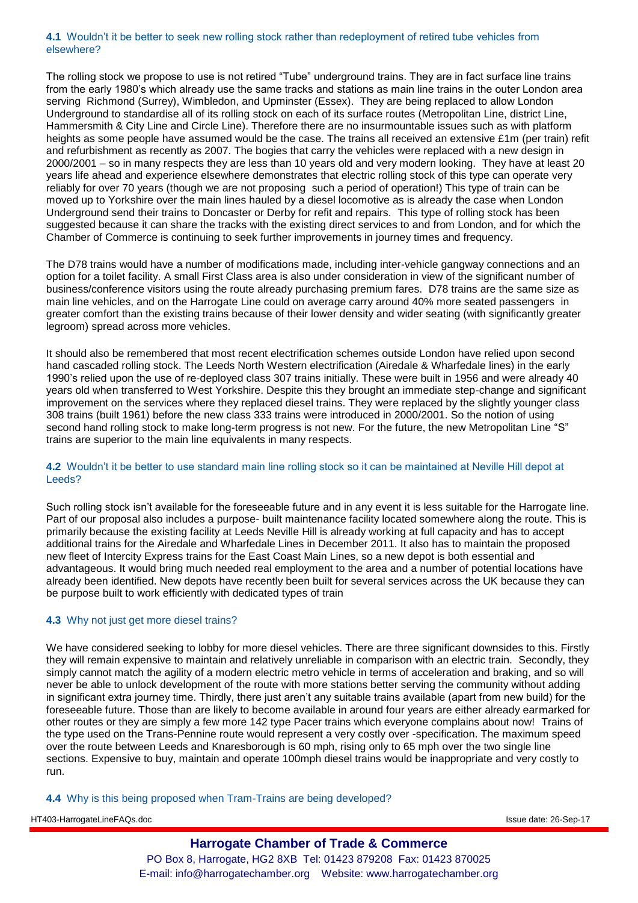### 4.1 Wouldn't it be better to seek new rolling stock rather than redeployment of retired tube vehicles from elsewhere?

The rolling stock we propose to use is not retired "Tube" underground trains. They are in fact surface line trains from the early 1980's which already use the same tracks and stations as main line trains in the outer London area serving Richmond (Surrey), Wimbledon, and Upminster (Essex). They are being replaced to allow London Underground to standardise all of its rolling stock on each of its surface routes (Metropolitan Line, district Line, Hammersmith & City Line and Circle Line). Therefore there are no insurmountable issues such as with platform heights as some people have assumed would be the case. The trains all received an extensive £1m (per train) refit and refurbishment as recently as 2007. The bogies that carry the vehicles were replaced with a new design in 2000/2001 – so in many respects they are less than 10 years old and very modern looking. They have at least 20 years life ahead and experience elsewhere demonstrates that electric rolling stock of this type can operate very reliably for over 70 years (though we are not proposing such a period of operation!) This type of train can be moved up to Yorkshire over the main lines hauled by a diesel locomotive as is already the case when London Underground send their trains to Doncaster or Derby for refit and repairs. This type of rolling stock has been suggested because it can share the tracks with the existing direct services to and from London, and for which the Chamber of Commerce is continuing to seek further improvements in journey times and frequency.

The D78 trains would have a number of modifications made, including inter-vehicle gangway connections and an option for a toilet facility. A small First Class area is also under consideration in view of the significant number of business/conference visitors using the route already purchasing premium fares. D78 trains are the same size as main line vehicles, and on the Harrogate Line could on average carry around 40% more seated passengers in greater comfort than the existing trains because of their lower density and wider seating (with significantly greater legroom) spread across more vehicles.

It should also be remembered that most recent electrification schemes outside London have relied upon second hand cascaded rolling stock. The Leeds North Western electrification (Airedale & Wharfedale lines) in the early 1990's relied upon the use of re-deployed class 307 trains initially. These were built in 1956 and were already 40 years old when transferred to West Yorkshire. Despite this they brought an immediate step-change and significant improvement on the services where they replaced diesel trains. They were replaced by the slightly younger class 308 trains (built 1961) before the new class 333 trains were introduced in 2000/2001. So the notion of using second hand rolling stock to make long-term progress is not new. For the future, the new Metropolitan Line "S" trains are superior to the main line equivalents in many respects.

### 4.2 Wouldn't it be better to use standard main line rolling stock so it can be maintained at Neville Hill depot at Leeds?

Such rolling stock isn't available for the foreseeable future and in any event it is less suitable for the Harrogate line. Part of our proposal also includes a purpose- built maintenance facility located somewhere along the route. This is primarily because the existing facility at Leeds Neville Hill is already working at full capacity and has to accept additional trains for the Airedale and Wharfedale Lines in December 2011. It also has to maintain the proposed new fleet of Intercity Express trains for the East Coast Main Lines, so a new depot is both essential and advantageous. It would bring much needed real employment to the area and a number of potential locations have already been identified. New depots have recently been built for several services across the UK because they can be purpose built to work efficiently with dedicated types of train

### 4.3 Why not just get more diesel trains?

We have considered seeking to lobby for more diesel vehicles. There are three significant downsides to this. Firstly they will remain expensive to maintain and relatively unreliable in comparison with an electric train. Secondly, they simply cannot match the agility of a modern electric metro vehicle in terms of acceleration and braking, and so will never be able to unlock development of the route with more stations better serving the community without adding in significant extra journey time. Thirdly, there just aren't any suitable trains available (apart from new build) for the foreseeable future. Those than are likely to become available in around four years are either already earmarked for other routes or they are simply a few more 142 type Pacer trains which everyone complains about now! Trains of the type used on the Trans-Pennine route would represent a very costly over -specification. The maximum speed over the route between Leeds and Knaresborough is 60 mph, rising only to 65 mph over the two single line sections. Expensive to buy, maintain and operate 100mph diesel trains would be inappropriate and very costly to run.

### 4.4 Why is this being proposed when Tram-Trains are being developed?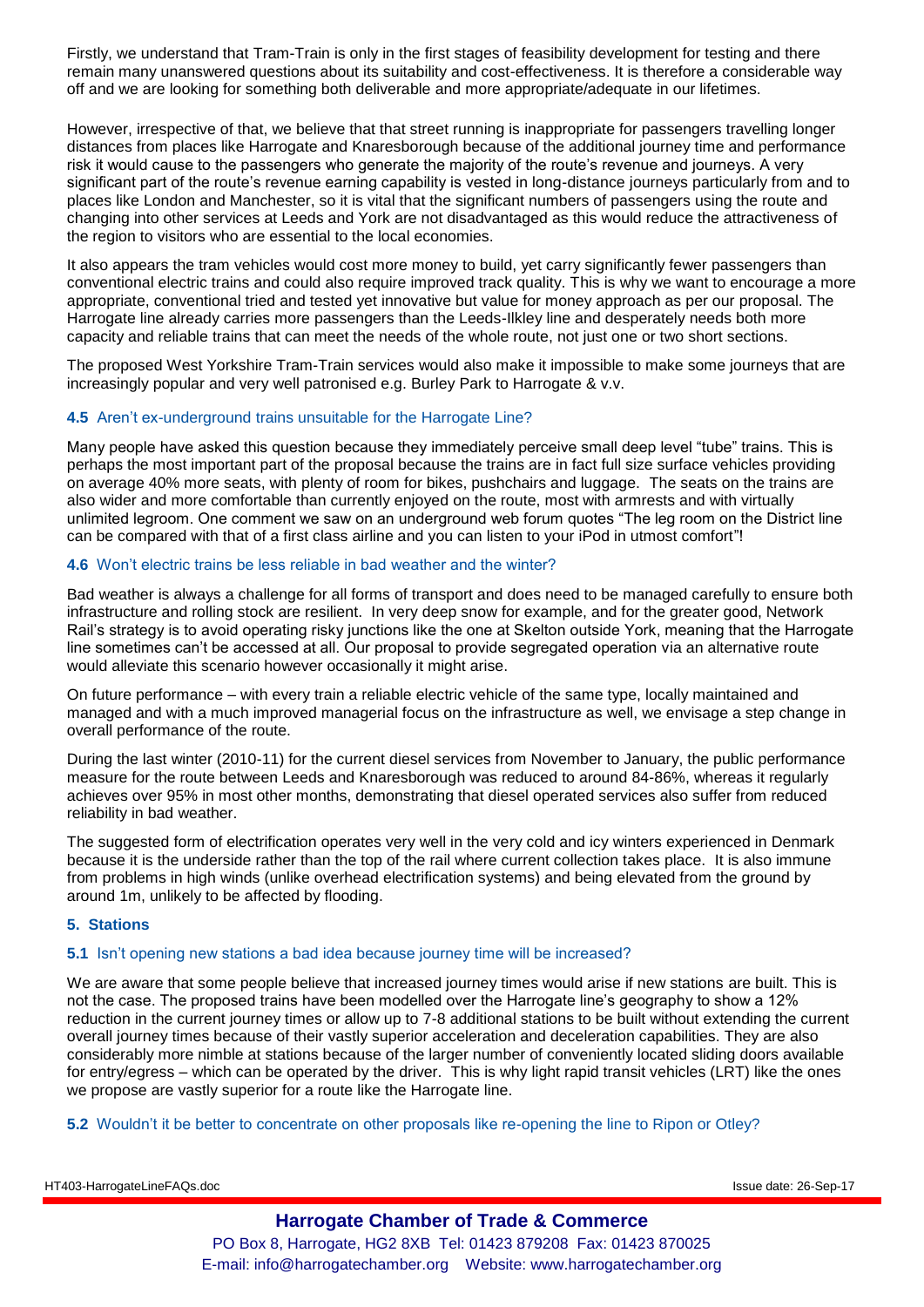Firstly, we understand that Tram-Train is only in the first stages of feasibility development for testing and there remain many unanswered questions about its suitability and cost-effectiveness. It is therefore a considerable way off and we are looking for something both deliverable and more appropriate/adequate in our lifetimes.

However, irrespective of that, we believe that that street running is inappropriate for passengers travelling longer distances from places like Harrogate and Knaresborough because of the additional journey time and performance risk it would cause to the passengers who generate the majority of the route's revenue and journeys. A very significant part of the route's revenue earning capability is vested in long-distance journeys particularly from and to places like London and Manchester, so it is vital that the significant numbers of passengers using the route and changing into other services at Leeds and York are not disadvantaged as this would reduce the attractiveness of the region to visitors who are essential to the local economies.

It also appears the tram vehicles would cost more money to build, yet carry significantly fewer passengers than conventional electric trains and could also require improved track quality. This is why we want to encourage a more appropriate, conventional tried and tested yet innovative but value for money approach as per our proposal. The Harrogate line already carries more passengers than the Leeds-Ilkley line and desperately needs both more capacity and reliable trains that can meet the needs of the whole route, not just one or two short sections.

The proposed West Yorkshire Tram-Train services would also make it impossible to make some journeys that are increasingly popular and very well patronised e.g. Burley Park to Harrogate & v.v.

#### **4.5** Aren't ex-underground trains unsuitable for the Harrogate Line?

Many people have asked this question because they immediately perceive small deep level "tube" trains. This is perhaps the most important part of the proposal because the trains are in fact full size surface vehicles providing on average 40% more seats, with plenty of room for bikes, pushchairs and luggage. The seats on the trains are also wider and more comfortable than currently enjoyed on the route, most with armrests and with virtually unlimited legroom. One comment we saw on an underground web forum quotes "The leg room on the District line can be compared with that of a first class airline and you can listen to your iPod in utmost comfort"!

#### **4.6** Won't electric trains be less reliable in bad weather and the winter?

Bad weather is always a challenge for all forms of transport and does need to be managed carefully to ensure both infrastructure and rolling stock are resilient. In very deep snow for example, and for the greater good, Network Rail's strategy is to avoid operating risky junctions like the one at Skelton outside York, meaning that the Harrogate line sometimes can't be accessed at all. Our proposal to provide segregated operation via an alternative route would alleviate this scenario however occasionally it might arise.

On future performance – with every train a reliable electric vehicle of the same type, locally maintained and managed and with a much improved managerial focus on the infrastructure as well, we envisage a step change in overall performance of the route.

During the last winter (2010-11) for the current diesel services from November to January, the public performance measure for the route between Leeds and Knaresborough was reduced to around 84-86%, whereas it regularly achieves over 95% in most other months, demonstrating that diesel operated services also suffer from reduced reliability in bad weather.

The suggested form of electrification operates very well in the very cold and icy winters experienced in Denmark because it is the underside rather than the top of the rail where current collection takes place. It is also immune from problems in high winds (unlike overhead electrification systems) and being elevated from the ground by around 1m, unlikely to be affected by flooding.

### **5. Stations**

#### **5.1** Isn't opening new stations a bad idea because journey time will be increased?

We are aware that some people believe that increased journey times would arise if new stations are built. This is not the case. The proposed trains have been modelled over the Harrogate line's geography to show a 12% reduction in the current journey times or allow up to 7-8 additional stations to be built without extending the current overall journey times because of their vastly superior acceleration and deceleration capabilities. They are also considerably more nimble at stations because of the larger number of conveniently located sliding doors available for entry/egress – which can be operated by the driver. This is why light rapid transit vehicles (LRT) like the ones we propose are vastly superior for a route like the Harrogate line.

#### **5.2** Wouldn't it be better to concentrate on other proposals like re-opening the line to Ripon or Otley?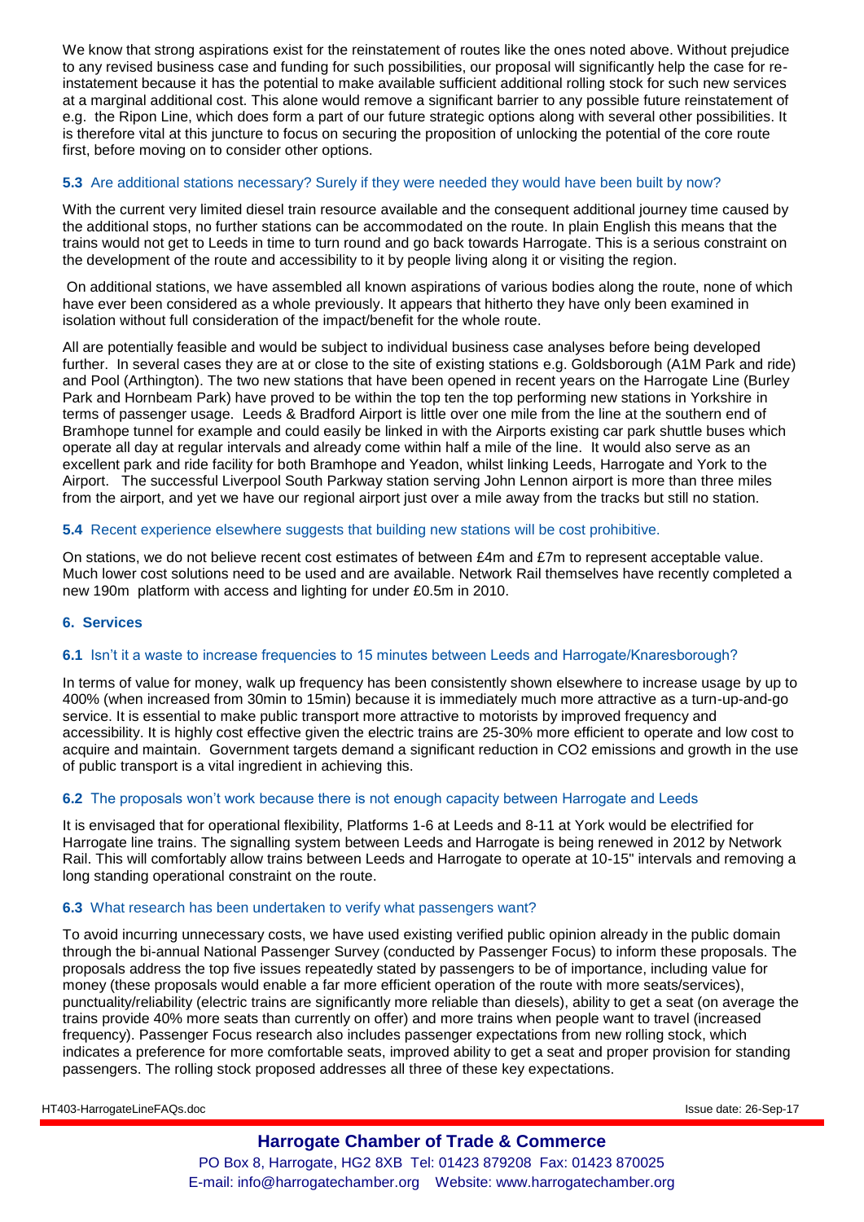We know that strong aspirations exist for the reinstatement of routes like the ones noted above. Without prejudice to any revised business case and funding for such possibilities, our proposal will significantly help the case for re-instatement because it has the potential to make available sufficient additional rolling stock for such new services at a marginal additional cost. This alone would remove a significant barrier to any possible future reinstatement of e.g. the Ripon Line, which does form a part of our future strategic options along with several other possibilities. It is therefore vital at this juncture to focus on securing the proposition of unlocking the potential of the core route first, before moving on to consider other options.

### 5.3 Are additional stations necessary? Surely if they were needed they would have been built by now?

With the current very limited diesel train resource available and the consequent additional journey time caused by the additional stops, no further stations can be accommodated on the route. In plain English this means that the trains would not get to Leeds in time to turn round and go back towards Harrogate. This is a serious constraint on the development of the route and accessibility to it by people living along it or visiting the region.

On additional stations, we have assembled all known aspirations of various bodies along the route, none of which have ever been considered as a whole previously. It appears that hitherto they have only been examined in isolation without full consideration of the impact/benefit for the whole route.

All are potentially feasible and would be subject to individual business case analyses before being developed further. In several cases they are at or close to the site of existing stations e.g. Goldsborough (A1M Park and ride) and Pool (Arthington). The two new stations that have been opened in recent years on the Harrogate Line (Burley Park and Hornbeam Park) have proved to be within the top ten the top performing new stations in Yorkshire in terms of passenger usage. Leeds & Bradford Airport is little over one mile from the line at the southern end of Bramhope tunnel for example and could easily be linked in with the Airports existing car park shuttle buses which operate all day at regular intervals and already come within half a mile of the line. It would also serve as an excellent park and ride facility for both Bramhope and Yeadon, whilst linking Leeds, Harrogate and York to the Airport. The successful Liverpool South Parkway station serving John Lennon airport is more than three miles from the airport, and yet we have our regional airport just over a mile away from the tracks but still no station.

### 5.4 Recent experience elsewhere suggests that building new stations will be cost prohibitive.

On stations, we do not believe recent cost estimates of between £4m and £7m to represent acceptable value. Much lower cost solutions need to be used and are available. Network Rail themselves have recently completed a new 190m platform with access and lighting for under £0.5m in 2010.

## 6. Services

### 6.1 Isn't it a waste to increase frequencies to 15 minutes between Leeds and Harrogate/Knaresborough?

In terms of value for money, walk up frequency has been consistently shown elsewhere to increase usage by up to 400% (when increased from 30min to 15min) because it is immediately much more attractive as a turn-up-and-go service. It is essential to make public transport more attractive to motorists by improved frequency and accessibility. It is highly cost effective given the electric trains are 25-30% more efficient to operate and low cost to acquire and maintain. Government targets demand a significant reduction in $CO_2$ emissions and growth in the use of public transport is a vital ingredient in achieving this.

### 6.2 The proposals won't work because there is not enough capacity between Harrogate and Leeds

It is envisaged that for operational flexibility, Platforms 1-6 at Leeds and 8-11 at York would be electrified for Harrogate line trains. The signalling system between Leeds and Harrogate is being renewed in 2012 by Network Rail. This will comfortably allow trains between Leeds and Harrogate to operate at 10-15" intervals and removing a long standing operational constraint on the route.

### 6.3 What research has been undertaken to verify what passengers want?

To avoid incurring unnecessary costs, we have used existing verified public opinion already in the public domain through the bi-annual National Passenger Survey (conducted by Passenger Focus) to inform these proposals. The proposals address the top five issues repeatedly stated by passengers to be of importance, including value for money (these proposals would enable a far more efficient operation of the route with more seats/services), punctuality/reliability (electric trains are significantly more reliable than diesels), ability to get a seat (on average the trains provide 40% more seats than currently on offer) and more trains when people want to travel (increased frequency). Passenger Focus research also includes passenger expectations from new rolling stock, which indicates a preference for more comfortable seats, improved ability to get a seat and proper provision for standing passengers. The rolling stock proposed addresses all three of these key expectations.